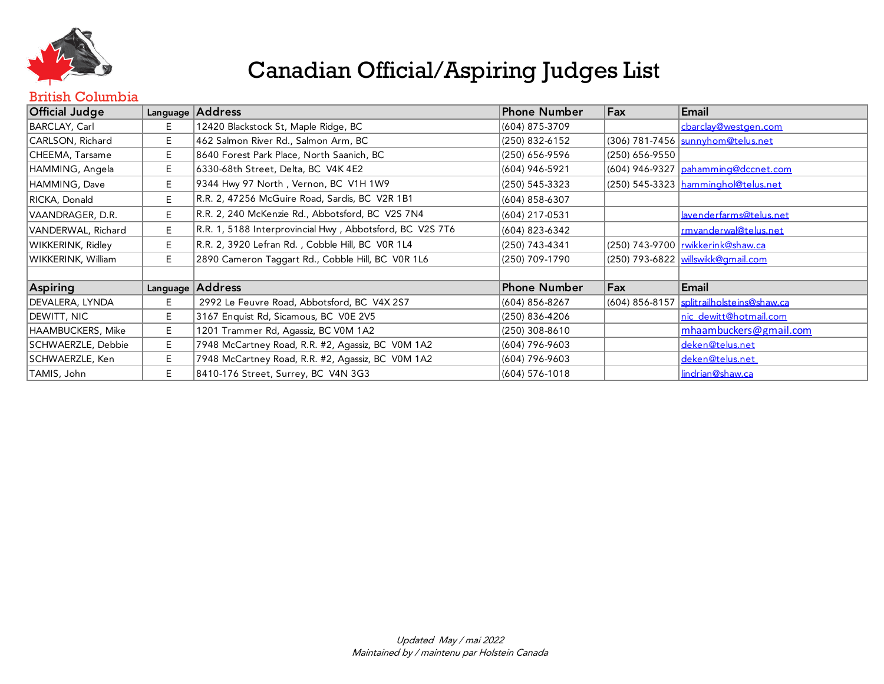# Canadian Official/Aspiring Judges List

British Columbia

| Official Judge | Language | Address | Phone Number | Fax | Email |
|---|---|---|---|---|---|
| BARCLAY, Carl | E | 12420 Blackstock St, Maple Ridge, BC | (604) 875-3709 | | cbarclay@westgen.com |
| CARLSON, Richard | E | 462 Salmon River Rd., Salmon Arm, BC | (250) 832-6152 | (306) 781-7456 | sunnyhom@telus.net |
| CHEEMA, Tarsame | E | 8640 Forest Park Place, North Saanich, BC | (250) 656-9596 | (250) 656-9550 | |
| HAMMING, Angela | E | 6330-68th Street, Delta, BC V4K 4E2 | (604) 946-5921 | (604) 946-9327 | pahamming@dccnet.com |
| HAMMING, Dave | E | 9344 Hwy 97 North , Vernon, BC V1H 1W9 | (250) 545-3323 | (250) 545-3323 | hamminghol@telus.net |
| RICKA, Donald | E | R.R. 2, 47256 McGuire Road, Sardis, BC V2R 1B1 | (604) 858-6307 | | |
| VAANDRAGER, D.R. | E | R.R. 2, 240 McKenzie Rd., Abbotsford, BC V2S 7N4 | (604) 217-0531 | | lavenderfarms@telus.net |
| VANDERWAL, Richard | E | R.R. 1, 5188 Interprovincial Hwy , Abbotsford, BC V2S 7T6 | (604) 823-6342 | | rmvanderwal@telus.net |
| WIKKERINK, Ridley | E | R.R. 2, 3920 Lefran Rd. , Cobble Hill, BC V0R 1L4 | (250) 743-4341 | (250) 743-9700 | rwikkerink@shaw.ca |
| WIKKERINK, William | E | 2890 Cameron Taggart Rd., Cobble Hill, BC V0R 1L6 | (250) 709-1790 | (250) 793-6822 | willswikk@gmail.com |
| | | | | | |
| **Aspiring** | **Language** | **Address** | **Phone Number** | **Fax** | **Email** |
| DEVALERA, LYNDA | E | 2992 Le Feuvre Road, Abbotsford, BC V4X 2S7 | (604) 856-8267 | (604) 856-8157 | splitrailholsteins@shaw.ca |
| DEWITT, NIC | E | 3167 Enquist Rd, Sicamous, BC V0E 2V5 | (250) 836-4206 | | nic_dewitt@hotmail.com |
| HAAMBUCKERS, Mike | E | 1201 Trammer Rd, Agassiz, BC V0M 1A2 | (250) 308-8610 | | mhaambuckers@gmail.com |
| SCHWAERZLE, Debbie | E | 7948 McCartney Road, R.R. #2, Agassiz, BC V0M 1A2 | (604) 796-9603 | | deken@telus.net |
| SCHWAERZLE, Ken | E | 7948 McCartney Road, R.R. #2, Agassiz, BC V0M 1A2 | (604) 796-9603 | | deken@telus.net |
| TAMIS, John | E | 8410-176 Street, Surrey, BC V4N 3G3 | (604) 576-1018 | | lindrian@shaw.ca |

*Updated May / mai 2022*
*Maintained by / maintenu par Holstein Canada*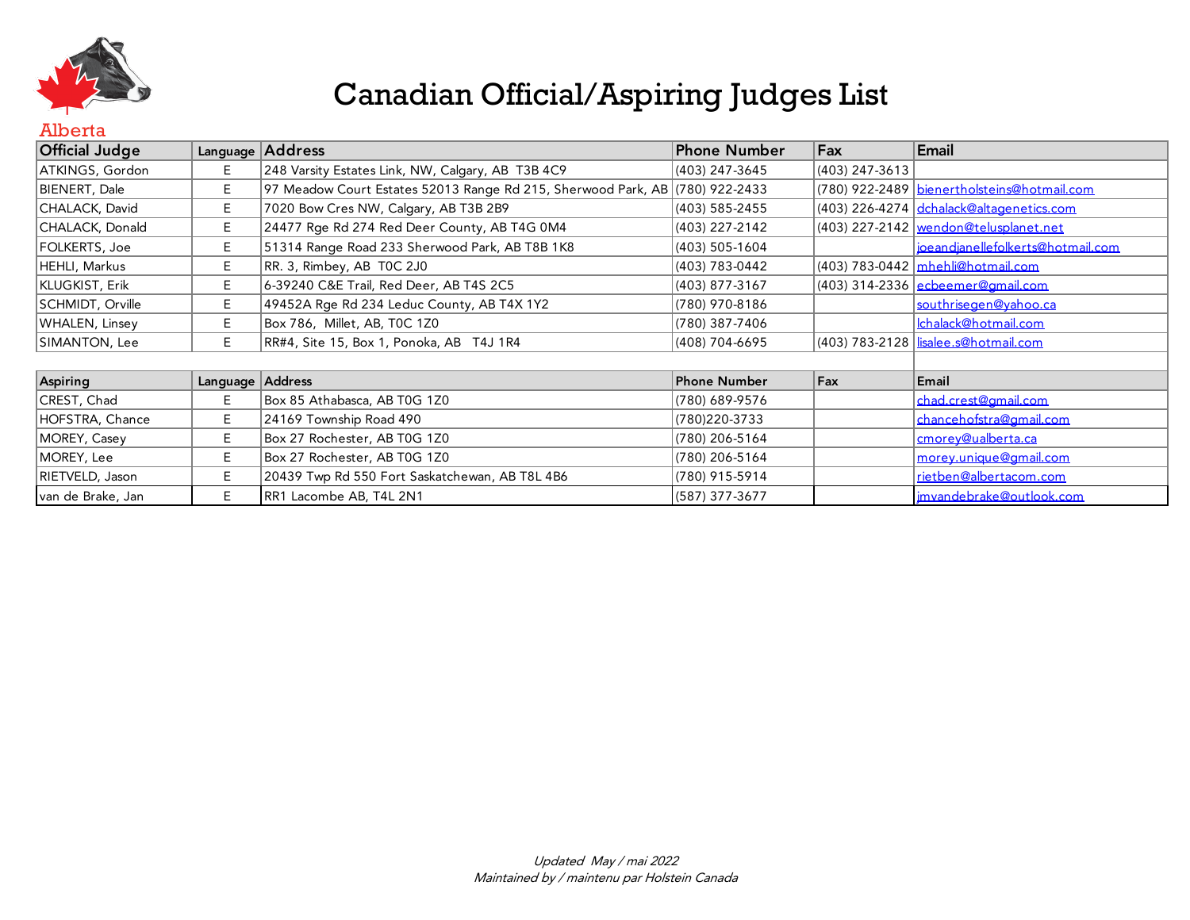# Canadian Official/Aspiring Judges List

## Alberta

| Official Judge | Language | Address | Phone Number | Fax | Email |
|---|---|---|---|---|---|
| ATKINGS, Gordon | E | 248 Varsity Estates Link, NW, Calgary, AB T3B 4C9 | (403) 247-3645 | (403) 247-3613 | |
| BIENERT, Dale | E | 97 Meadow Court Estates 52013 Range Rd 215, Sherwood Park, AB | (780) 922-2433 | (780) 922-2489 | bienertholsteins@hotmail.com |
| CHALACK, David | E | 7020 Bow Cres NW, Calgary, AB T3B 2B9 | (403) 585-2455 | (403) 226-4274 | dchalack@altagenetics.com |
| CHALACK, Donald | E | 24477 Rge Rd 274 Red Deer County, AB T4G 0M4 | (403) 227-2142 | (403) 227-2142 | wendon@telusplanet.net |
| FOLKERTS, Joe | E | 51314 Range Road 233 Sherwood Park, AB T8B 1K8 | (403) 505-1604 | | joeandjanellefolkerts@hotmail.com |
| HEHLI, Markus | E | RR. 3, Rimbey, AB T0C 2J0 | (403) 783-0442 | (403) 783-0442 | mhehli@hotmail.com |
| KLUGKIST, Erik | E | 6-39240 C&E Trail, Red Deer, AB T4S 2C5 | (403) 877-3167 | (403) 314-2336 | ecbeemer@gmail.com |
| SCHMIDT, Orville | E | 49452A Rge Rd 234 Leduc County, AB T4X 1Y2 | (780) 970-8186 | | southrisegen@yahoo.ca |
| WHALEN, Linsey | E | Box 786, Millet, AB, T0C 1Z0 | (780) 387-7406 | | lchalack@hotmail.com |
| SIMANTON, Lee | E | RR#4, Site 15, Box 1, Ponoka, AB T4J 1R4 | (408) 704-6695 | (403) 783-2128 | lisalee.s@hotmail.com |

| Aspiring | Language | Address | Phone Number | Fax | Email |
|---|---|---|---|---|---|
| CREST, Chad | E | Box 85 Athabasca, AB T0G 1Z0 | (780) 689-9576 | | chad.crest@gmail.com |
| HOFSTRA, Chance | E | 24169 Township Road 490 | (780)220-3733 | | chancehofstra@gmail.com |
| MOREY, Casey | E | Box 27 Rochester, AB T0G 1Z0 | (780) 206-5164 | | cmorey@ualberta.ca |
| MOREY, Lee | E | Box 27 Rochester, AB T0G 1Z0 | (780) 206-5164 | | morey.unique@gmail.com |
| RIETVELD, Jason | E | 20439 Twp Rd 550 Fort Saskatchewan, AB T8L 4B6 | (780) 915-5914 | | rietben@albertacom.com |
| van de Brake, Jan | E | RR1 Lacombe AB, T4L 2N1 | (587) 377-3677 | | jmvandebrake@outlook.com |

*Updated May / mai 2022*
*Maintained by / maintenu par Holstein Canada*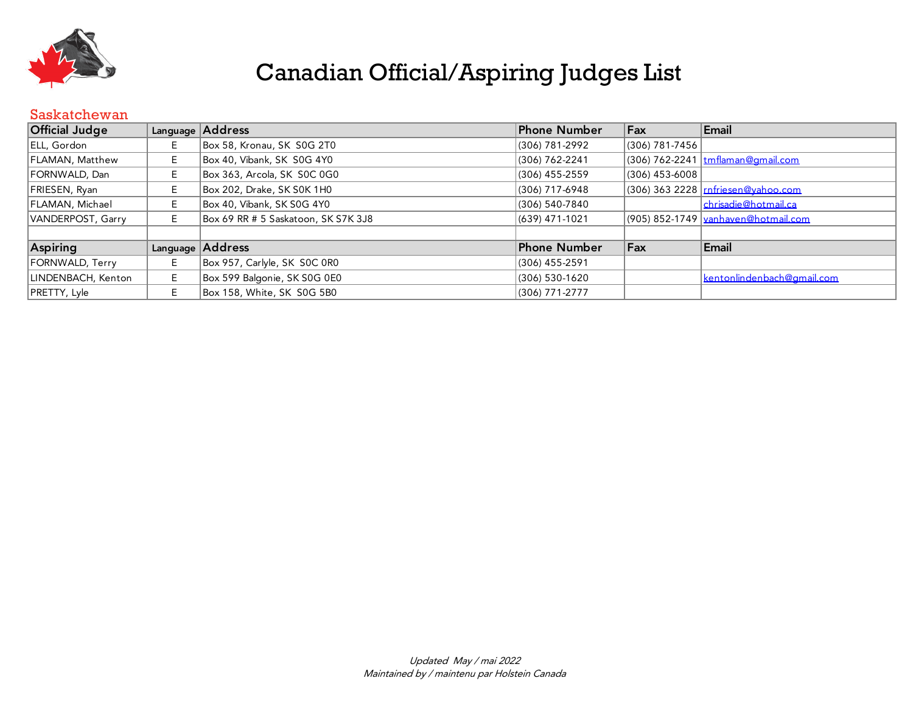# Canadian Official/Aspiring Judges List

## Saskatchewan

| Official Judge | Language | Address | Phone Number | Fax | Email |
|---|---|---|---|---|---|
| ELL, Gordon | E | Box 58, Kronau, SK  S0G 2T0 | (306) 781-2992 | (306) 781-7456 | |
| FLAMAN, Matthew | E | Box 40, Vibank, SK  S0G 4Y0 | (306) 762-2241 | (306) 762-2241 | tmflaman@gmail.com |
| FORNWALD, Dan | E | Box 363, Arcola, SK  S0C 0G0 | (306) 455-2559 | (306) 453-6008 | |
| FRIESEN, Ryan | E | Box 202, Drake, SK S0K 1H0 | (306) 717-6948 | (306) 363 2228 | rnfriesen@yahoo.com |
| FLAMAN, Michael | E | Box 40, Vibank, SK S0G 4Y0 | (306) 540-7840 | | chrisadie@hotmail.ca |
| VANDERPOST, Garry | E | Box 69 RR # 5 Saskatoon, SK S7K 3J8 | (639) 471-1021 | (905) 852-1749 | vanhaven@hotmail.com |
| | | | | | |
| **Aspiring** | **Language** | **Address** | **Phone Number** | **Fax** | **Email** |
| FORNWALD, Terry | E | Box 957, Carlyle, SK  S0C 0R0 | (306) 455-2591 | | |
| LINDENBACH, Kenton | E | Box 599 Balgonie, SK S0G 0E0 | (306) 530-1620 | | kentonlindenbach@gmail.com |
| PRETTY, Lyle | E | Box 158, White, SK  S0G 5B0 | (306) 771-2777 | | |

*Updated  May / mai 2022*
*Maintained by / maintenu par Holstein Canada*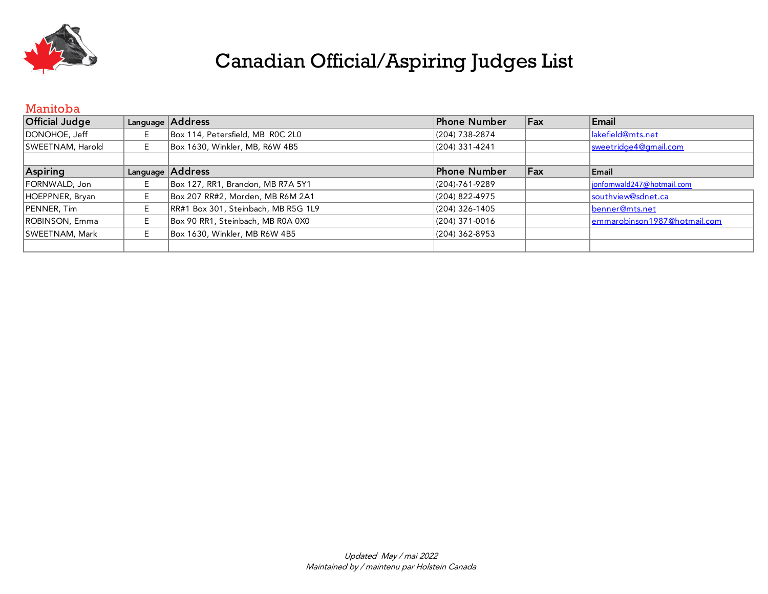# Canadian Official/Aspiring Judges List

## Manitoba

| Official Judge | Language | Address | Phone Number | Fax | Email |
|---|---|---|---|---|---|
| DONOHOE, Jeff | E | Box 114, Petersfield, MB R0C 2L0 | (204) 738-2874 | | lakefield@mts.net |
| SWEETNAM, Harold | E | Box 1630, Winkler, MB, R6W 4B5 | (204) 331-4241 | | sweetridge4@gmail.com |
| | | | | | |
| **Aspiring** | **Language** | **Address** | **Phone Number** | **Fax** | **Email** |
| FORNWALD, Jon | E | Box 127, RR1, Brandon, MB R7A 5Y1 | (204)-761-9289 | | jonfornwald247@hotmail.com |
| HOEPPNER, Bryan | E | Box 207 RR#2, Morden, MB R6M 2A1 | (204) 822-4975 | | southview@sdnet.ca |
| PENNER, Tim | E | RR#1 Box 301, Steinbach, MB R5G 1L9 | (204) 326-1405 | | benner@mts.net |
| ROBINSON, Emma | E | Box 90 RR1, Steinbach, MB R0A 0X0 | (204) 371-0016 | | emmarobinson1987@hotmail.com |
| SWEETNAM, Mark | E | Box 1630, Winkler, MB R6W 4B5 | (204) 362-8953 | | |
| | | | | | |

*Updated May / mai 2022*
*Maintained by / maintenu par Holstein Canada*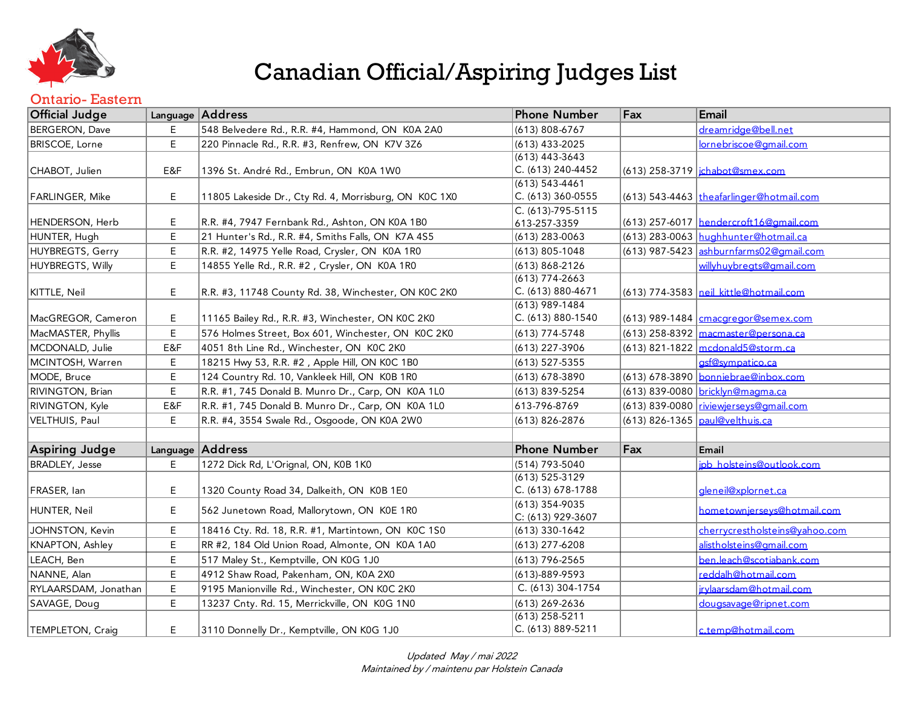# Canadian Official/Aspiring Judges List

## Ontario- Eastern

| Official Judge | Language | Address | Phone Number | Fax | Email |
|---|---|---|---|---|---|
| BERGERON, Dave | E | 548 Belvedere Rd., R.R. #4, Hammond, ON K0A 2A0 | (613) 808-6767 | | dreamridge@bell.net |
| BRISCOE, Lorne | E | 220 Pinnacle Rd., R.R. #3, Renfrew, ON K7V 3Z6 | (613) 433-2025 | | lornebriscoe@gmail.com |
| CHABOT, Julien | E&F | 1396 St. André Rd., Embrun, ON K0A 1W0 | (613) 443-3643<br>C. (613) 240-4452 | (613) 258-3719 | jchabot@smex.com |
| FARLINGER, Mike | E | 11805 Lakeside Dr., Cty Rd. 4, Morrisburg, ON K0C 1X0 | (613) 543-4461<br>C. (613) 360-0555 | (613) 543-4463 | theafarlinger@hotmail.com |
| HENDERSON, Herb | E | R.R. #4, 7947 Fernbank Rd., Ashton, ON K0A 1B0 | C. (613)-795-5115<br>613-257-3359 | (613) 257-6017 | hendercroft16@gmail.com |
| HUNTER, Hugh | E | 21 Hunter's Rd., R.R. #4, Smiths Falls, ON K7A 4S5 | (613) 283-0063 | (613) 283-0063 | hughhunter@hotmail.ca |
| HUYBREGTS, Gerry | E | R.R. #2, 14975 Yelle Road, Crysler, ON K0A 1R0 | (613) 805-1048 | (613) 987-5423 | ashburnfarms02@gmail.com |
| HUYBREGTS, Willy | E | 14855 Yelle Rd., R.R. #2 , Crysler, ON K0A 1R0 | (613) 868-2126 | | willyhuybregts@gmail.com |
| KITTLE, Neil | E | R.R. #3, 11748 County Rd. 38, Winchester, ON K0C 2K0 | (613) 774-2663<br>C. (613) 880-4671 | (613) 774-3583 | neil_kittle@hotmail.com |
| MacGREGOR, Cameron | E | 11165 Bailey Rd., R.R. #3, Winchester, ON K0C 2K0 | (613) 989-1484<br>C. (613) 880-1540 | (613) 989-1484 | cmacgregor@semex.com |
| MacMASTER, Phyllis | E | 576 Holmes Street, Box 601, Winchester, ON K0C 2K0 | (613) 774-5748 | (613) 258-8392 | macmaster@persona.ca |
| MCDONALD, Julie | E&F | 4051 8th Line Rd., Winchester, ON K0C 2K0 | (613) 227-3906 | (613) 821-1822 | mcdonald5@storm.ca |
| MCINTOSH, Warren | E | 18215 Hwy 53, R.R. #2 , Apple Hill, ON K0C 1B0 | (613) 527-5355 | | gsf@sympatico.ca |
| MODE, Bruce | E | 124 Country Rd. 10, Vankleek Hill, ON K0B 1R0 | (613) 678-3890 | (613) 678-3890 | bonniebrae@inbox.com |
| RIVINGTON, Brian | E | R.R. #1, 745 Donald B. Munro Dr., Carp, ON K0A 1L0 | (613) 839-5254 | (613) 839-0080 | bricklyn@magma.ca |
| RIVINGTON, Kyle | E&F | R.R. #1, 745 Donald B. Munro Dr., Carp, ON K0A 1L0 | 613-796-8769 | (613) 839-0080 | riviewjerseys@gmail.com |
| VELTHUIS, Paul | E | R.R. #4, 3554 Swale Rd., Osgoode, ON K0A 2W0 | (613) 826-2876 | (613) 826-1365 | paul@velthuis.ca |

| Aspiring Judge | Language | Address | Phone Number | Fax | Email |
|---|---|---|---|---|---|
| BRADLEY, Jesse | E | 1272 Dick Rd, L'Orignal, ON, K0B 1K0 | (514) 793-5040 | | jpb_holsteins@outlook.com |
| FRASER, Ian | E | 1320 County Road 34, Dalkeith, ON K0B 1E0 | (613) 525-3129<br>C. (613) 678-1788 | | gleneil@xplornet.ca |
| HUNTER, Neil | E | 562 Junetown Road, Mallorytown, ON K0E 1R0 | (613) 354-9035<br>C: (613) 929-3607 | | hometownjerseys@hotmail.com |
| JOHNSTON, Kevin | E | 18416 Cty. Rd. 18, R.R. #1, Martintown, ON K0C 1S0 | (613) 330-1642 | | cherrycrestholsteins@yahoo.com |
| KNAPTON, Ashley | E | RR #2, 184 Old Union Road, Almonte, ON K0A 1A0 | (613) 277-6208 | | alistholsteins@gmail.com |
| LEACH, Ben | E | 517 Maley St., Kemptville, ON K0G 1J0 | (613) 796-2565 | | ben.leach@scotiabank.com |
| NANNE, Alan | E | 4912 Shaw Road, Pakenham, ON, K0A 2X0 | (613)-889-9593 | | reddalh@hotmail.com |
| RYLAARSDAM, Jonathan | E | 9195 Manionville Rd., Winchester, ON K0C 2K0 | C. (613) 304-1754 | | jrylaarsdam@hotmail.com |
| SAVAGE, Doug | E | 13237 Cnty. Rd. 15, Merrickville, ON K0G 1N0 | (613) 269-2636 | | dougsavage@ripnet.com |
| TEMPLETON, Craig | E | 3110 Donnelly Dr., Kemptville, ON K0G 1J0 | (613) 258-5211<br>C. (613) 889-5211 | | c.temp@hotmail.com |

*Updated May / mai 2022*
*Maintained by / maintenu par Holstein Canada*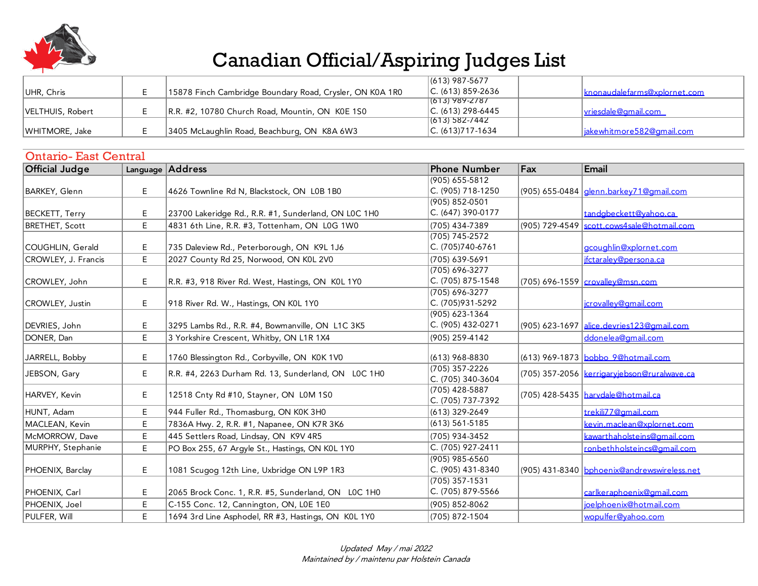# Canadian Official/Aspiring Judges List

| | | | | | |
|---|---|---|---|---|---|
| UHR, Chris | E | 15878 Finch Cambridge Boundary Road, Crysler, ON K0A 1R0 | (613) 987-5677<br>C. (613) 859-2636 | | knonaudalefarms@xplornet.com |
| VELTHUIS, Robert | E | R.R. #2, 10780 Church Road, Mountin, ON K0E 1S0 | (613) 989-2787<br>C. (613) 298-6445 | | vriesdale@gmail.com |
| WHITMORE, Jake | E | 3405 McLaughlin Road, Beachburg, ON K8A 6W3 | (613) 582-7442<br>C. (613)717-1634 | | jakewhitmore582@gmail.com |

## Ontario- East Central

| Official Judge | Language | Address | Phone Number | Fax | Email |
|---|---|---|---|---|---|
| BARKEY, Glenn | E | 4626 Townline Rd N, Blackstock, ON L0B 1B0 | (905) 655-5812<br>C. (905) 718-1250 | (905) 655-0484 | glenn.barkey71@gmail.com |
| BECKETT, Terry | E | 23700 Lakeridge Rd., R.R. #1, Sunderland, ON L0C 1H0 | (905) 852-0501<br>C. (647) 390-0177 | | tandgbeckett@yahoo.ca |
| BRETHET, Scott | E | 4831 6th Line, R.R. #3, Tottenham, ON L0G 1W0 | (705) 434-7389 | (905) 729-4549 | scott.cows4sale@hotmail.com |
| COUGHLIN, Gerald | E | 735 Daleview Rd., Peterborough, ON K9L 1J6 | (705) 745-2572<br>C. (705)740-6761 | | gcoughlin@xplornet.com |
| CROWLEY, J. Francis | E | 2027 County Rd 25, Norwood, ON K0L 2V0 | (705) 639-5691 | | jfctaraley@persona.ca |
| CROWLEY, John | E | R.R. #3, 918 River Rd. West, Hastings, ON K0L 1Y0 | (705) 696-3277<br>C. (705) 875-1548 | (705) 696-1559 | crovalley@msn.com |
| CROWLEY, Justin | E | 918 River Rd. W., Hastings, ON K0L 1Y0 | (705) 696-3277<br>C. (705)931-5292 | | jcrovalley@gmail.com |
| DEVRIES, John | E | 3295 Lambs Rd., R.R. #4, Bowmanville, ON L1C 3K5 | (905) 623-1364<br>C. (905) 432-0271 | (905) 623-1697 | alice.devries123@gmail.com |
| DONER, Dan | E | 3 Yorkshire Crescent, Whitby, ON L1R 1X4 | (905) 259-4142 | | ddonelea@gmail.com |
| JARRELL, Bobby | E | 1760 Blessington Rd., Corbyville, ON K0K 1V0 | (613) 968-8830 | (613) 969-1873 | bobbo_9@hotmail.com |
| JEBSON, Gary | E | R.R. #4, 2263 Durham Rd. 13, Sunderland, ON L0C 1H0 | (705) 357-2226<br>C. (705) 340-3604 | (705) 357-2056 | kerrigaryjebson@ruralwave.ca |
| HARVEY, Kevin | E | 12518 Cnty Rd #10, Stayner, ON L0M 1S0 | (705) 428-5887<br>C. (705) 737-7392 | (705) 428-5435 | harvdale@hotmail.ca |
| HUNT, Adam | E | 944 Fuller Rd., Thomasburg, ON K0K 3H0 | (613) 329-2649 | | trekili77@gmail.com |
| MACLEAN, Kevin | E | 7836A Hwy. 2, R.R. #1, Napanee, ON K7R 3K6 | (613) 561-5185 | | kevin.maclean@xplornet.com |
| McMORROW, Dave | E | 445 Settlers Road, Lindsay, ON K9V 4R5 | (705) 934-3452 | | kawarthaholsteins@gmail.com |
| MURPHY, Stephanie | E | PO Box 255, 67 Argyle St., Hastings, ON K0L 1Y0 | C. (705) 927-2411 | | ronbethholsteincs@gmail.com |
| PHOENIX, Barclay | E | 1081 Scugog 12th Line, Uxbridge ON L9P 1R3 | (905) 985-6560<br>C. (905) 431-8340 | (905) 431-8340 | bphoenix@andrewswireless.net |
| PHOENIX, Carl | E | 2065 Brock Conc. 1, R.R. #5, Sunderland, ON L0C 1H0 | (705) 357-1531<br>C. (705) 879-5566 | | carlkeraphoenix@gmail.com |
| PHOENIX, Joel | E | C-155 Conc. 12, Cannington, ON, L0E 1E0 | (905) 852-8062 | | joelphoenix@hotmail.com |
| PULFER, Will | E | 1694 3rd Line Asphodel, RR #3, Hastings, ON K0L 1Y0 | (705) 872-1504 | | wopulfer@yahoo.com |

*Updated May / mai 2022*
*Maintained by / maintenu par Holstein Canada*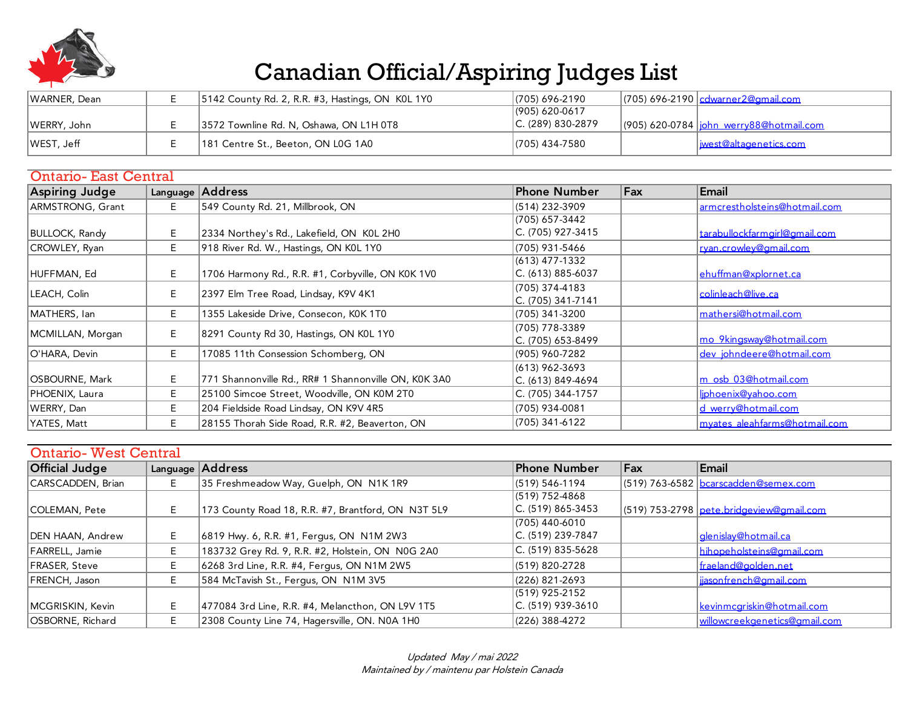# Canadian Official/Aspiring Judges List

| | Language | Address | Phone Number | Fax | Email |
|---|---|---|---|---|---|
| WARNER, Dean | E | 5142 County Rd. 2, R.R. #3, Hastings, ON K0L 1Y0 | (705) 696-2190 | (705) 696-2190 | cdwarner2@gmail.com |
| WERRY, John | E | 3572 Townline Rd. N, Oshawa, ON L1H 0T8 | (905) 620-0617<br>C. (289) 830-2879 | (905) 620-0784 | john_werry88@hotmail.com |
| WEST, Jeff | E | 181 Centre St., Beeton, ON L0G 1A0 | (705) 434-7580 | | jwest@altagenetics.com |

## Ontario- East Central

| Aspiring Judge | Language | Address | Phone Number | Fax | Email |
|---|---|---|---|---|---|
| ARMSTRONG, Grant | E | 549 County Rd. 21, Millbrook, ON | (514) 232-3909 | | armcrestholsteins@hotmail.com |
| BULLOCK, Randy | E | 2334 Northey's Rd., Lakefield, ON K0L 2H0 | (705) 657-3442<br>C. (705) 927-3415 | | tarabullockfarmgirl@gmail.com |
| CROWLEY, Ryan | E | 918 River Rd. W., Hastings, ON K0L 1Y0 | (705) 931-5466 | | ryan.crowley@gmail.com |
| HUFFMAN, Ed | E | 1706 Harmony Rd., R.R. #1, Corbyville, ON K0K 1V0 | (613) 477-1332<br>C. (613) 885-6037 | | ehuffman@xplornet.ca |
| LEACH, Colin | E | 2397 Elm Tree Road, Lindsay, K9V 4K1 | (705) 374-4183<br>C. (705) 341-7141 | | colinleach@live.ca |
| MATHERS, Ian | E | 1355 Lakeside Drive, Consecon, K0K 1T0 | (705) 341-3200 | | mathersi@hotmail.com |
| MCMILLAN, Morgan | E | 8291 County Rd 30, Hastings, ON K0L 1Y0 | (705) 778-3389<br>C. (705) 653-8499 | | mo_9kingsway@hotmail.com |
| O'HARA, Devin | E | 17085 11th Consession Schomberg, ON | (905) 960-7282 | | dev_johndeere@hotmail.com |
| OSBOURNE, Mark | E | 771 Shannonville Rd., RR# 1 Shannonville ON, K0K 3A0 | (613) 962-3693<br>C. (613) 849-4694 | | m_osb_03@hotmail.com |
| PHOENIX, Laura | E | 25100 Simcoe Street, Woodville, ON K0M 2T0 | C. (705) 344-1757 | | ljphoenix@yahoo.com |
| WERRY, Dan | E | 204 Fieldside Road Lindsay, ON K9V 4R5 | (705) 934-0081 | | d_werry@hotmail.com |
| YATES, Matt | E | 28155 Thorah Side Road, R.R. #2, Beaverton, ON | (705) 341-6122 | | myates_aleahfarms@hotmail.com |

## Ontario- West Central

| Official Judge | Language | Address | Phone Number | Fax | Email |
|---|---|---|---|---|---|
| CARSCADDEN, Brian | E | 35 Freshmeadow Way, Guelph, ON N1K 1R9 | (519) 546-1194 | (519) 763-6582 | bcarscadden@semex.com |
| COLEMAN, Pete | E | 173 County Road 18, R.R. #7, Brantford, ON N3T 5L9 | (519) 752-4868<br>C. (519) 865-3453 | (519) 753-2798 | pete.bridgeview@gmail.com |
| DEN HAAN, Andrew | E | 6819 Hwy. 6, R.R. #1, Fergus, ON N1M 2W3 | (705) 440-6010<br>C. (519) 239-7847 | | glenislay@hotmail.ca |
| FARRELL, Jamie | E | 183732 Grey Rd. 9, R.R. #2, Holstein, ON N0G 2A0 | C. (519) 835-5628 | | hihopeholsteins@gmail.com |
| FRASER, Steve | E | 6268 3rd Line, R.R. #4, Fergus, ON N1M 2W5 | (519) 820-2728 | | fraeland@golden.net |
| FRENCH, Jason | E | 584 McTavish St., Fergus, ON N1M 3V5 | (226) 821-2693 | | jjasonfrench@gmail.com |
| MCGRISKIN, Kevin | E | 477084 3rd Line, R.R. #4, Melancthon, ON L9V 1T5 | (519) 925-2152<br>C. (519) 939-3610 | | kevinmcgriskin@hotmail.com |
| OSBORNE, Richard | E | 2308 County Line 74, Hagersville, ON. N0A 1H0 | (226) 388-4272 | | willowcreekgenetics@gmail.com |

*Updated May / mai 2022*
*Maintained by / maintenu par Holstein Canada*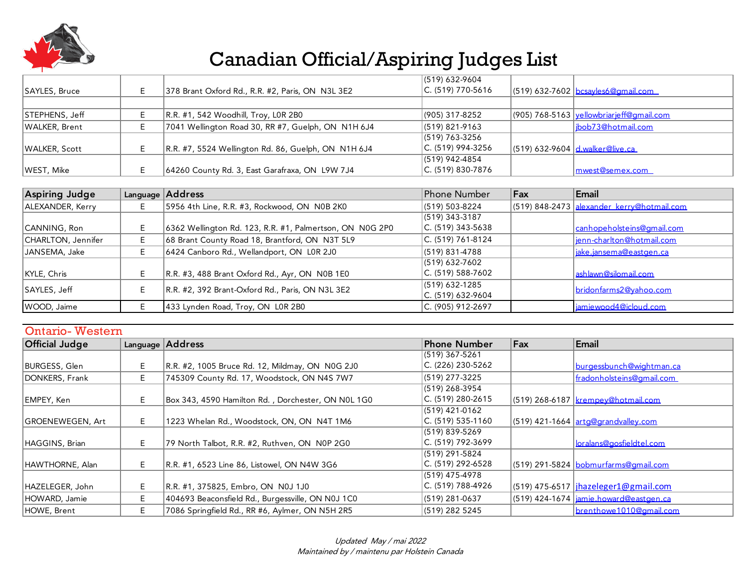# Canadian Official/Aspiring Judges List

| | | | | | |
|---|---|---|---|---|---|
| SAYLES, Bruce | E | 378 Brant Oxford Rd., R.R. #2, Paris, ON N3L 3E2 | (519) 632-9604<br>C. (519) 770-5616 | (519) 632-7602 | bcsayles6@gmail.com |
| | | | | | |
| STEPHENS, Jeff | E | R.R. #1, 542 Woodhill, Troy, L0R 2B0 | (905) 317-8252 | (905) 768-5163 | yellowbriarjeff@gmail.com |
| WALKER, Brent | E | 7041 Wellington Road 30, RR #7, Guelph, ON N1H 6J4 | (519) 821-9163 | | jbob73@hotmail.com |
| WALKER, Scott | E | R.R. #7, 5524 Wellington Rd. 86, Guelph, ON N1H 6J4 | (519) 763-3256<br>C. (519) 994-3256 | (519) 632-9604 | d.walker@live.ca |
| WEST, Mike | E | 64260 County Rd. 3, East Garafraxa, ON L9W 7J4 | (519) 942-4854<br>C. (519) 830-7876 | | mwest@semex.com |

| Aspiring Judge | Language | Address | Phone Number | Fax | Email |
|---|---|---|---|---|---|
| ALEXANDER, Kerry | E | 5956 4th Line, R.R. #3, Rockwood, ON N0B 2K0 | (519) 503-8224 | (519) 848-2473 | alexander_kerry@hotmail.com |
| CANNING, Ron | E | 6362 Wellington Rd. 123, R.R. #1, Palmertson, ON N0G 2P0 | (519) 343-3187<br>C. (519) 343-5638 | | canhopeholsteins@gmail.com |
| CHARLTON, Jennifer | E | 68 Brant County Road 18, Brantford, ON N3T 5L9 | C. (519) 761-8124 | | jenn-charlton@hotmail.com |
| JANSEMA, Jake | E | 6424 Canboro Rd., Wellandport, ON L0R 2J0 | (519) 831-4788 | | jake.jansema@eastgen.ca |
| KYLE, Chris | E | R.R. #3, 488 Brant Oxford Rd., Ayr, ON N0B 1E0 | (519) 632-7602<br>C. (519) 588-7602 | | ashlawn@silomail.com |
| SAYLES, Jeff | E | R.R. #2, 392 Brant-Oxford Rd., Paris, ON N3L 3E2 | (519) 632-1285<br>C. (519) 632-9604 | | bridonfarms2@yahoo.com |
| WOOD, Jaime | E | 433 Lynden Road, Troy, ON L0R 2B0 | C. (905) 912-2697 | | jamiewood4@icloud.com |

## Ontario- Western

| Official Judge | Language | Address | Phone Number | Fax | Email |
|---|---|---|---|---|---|
| BURGESS, Glen | E | R.R. #2, 1005 Bruce Rd. 12, Mildmay, ON N0G 2J0 | (519) 367-5261<br>C. (226) 230-5262 | | burgessbunch@wightman.ca |
| DONKERS, Frank | E | 745309 County Rd. 17, Woodstock, ON N4S 7W7 | (519) 277-3225 | | fradonholsteins@gmail.com |
| EMPEY, Ken | E | Box 343, 4590 Hamilton Rd. , Dorchester, ON N0L 1G0 | (519) 268-3954<br>C. (519) 280-2615 | (519) 268-6187 | krempey@hotmail.com |
| GROENEWEGEN, Art | E | 1223 Whelan Rd., Woodstock, ON, ON N4T 1M6 | (519) 421-0162<br>C. (519) 535-1160 | (519) 421-1664 | artg@grandvalley.com |
| HAGGINS, Brian | E | 79 North Talbot, R.R. #2, Ruthven, ON N0P 2G0 | (519) 839-5269<br>C. (519) 792-3699 | | loralans@gosfieldtel.com |
| HAWTHORNE, Alan | E | R.R. #1, 6523 Line 86, Listowel, ON N4W 3G6 | (519) 291-5824<br>C. (519) 292-6528 | (519) 291-5824 | bobmurfarms@gmail.com |
| HAZELEGER, John | E | R.R. #1, 375825, Embro, ON N0J 1J0 | (519) 475-4978<br>C. (519) 788-4926 | (519) 475-6517 | jhazeleger1@gmail.com |
| HOWARD, Jamie | E | 404693 Beaconsfield Rd., Burgessville, ON N0J 1C0 | (519) 281-0637 | (519) 424-1674 | jamie.howard@eastgen.ca |
| HOWE, Brent | E | 7086 Springfield Rd., RR #6, Aylmer, ON N5H 2R5 | (519) 282 5245 | | brenthowe1010@gmail.com |

*Updated May / mai 2022*
*Maintained by / maintenu par Holstein Canada*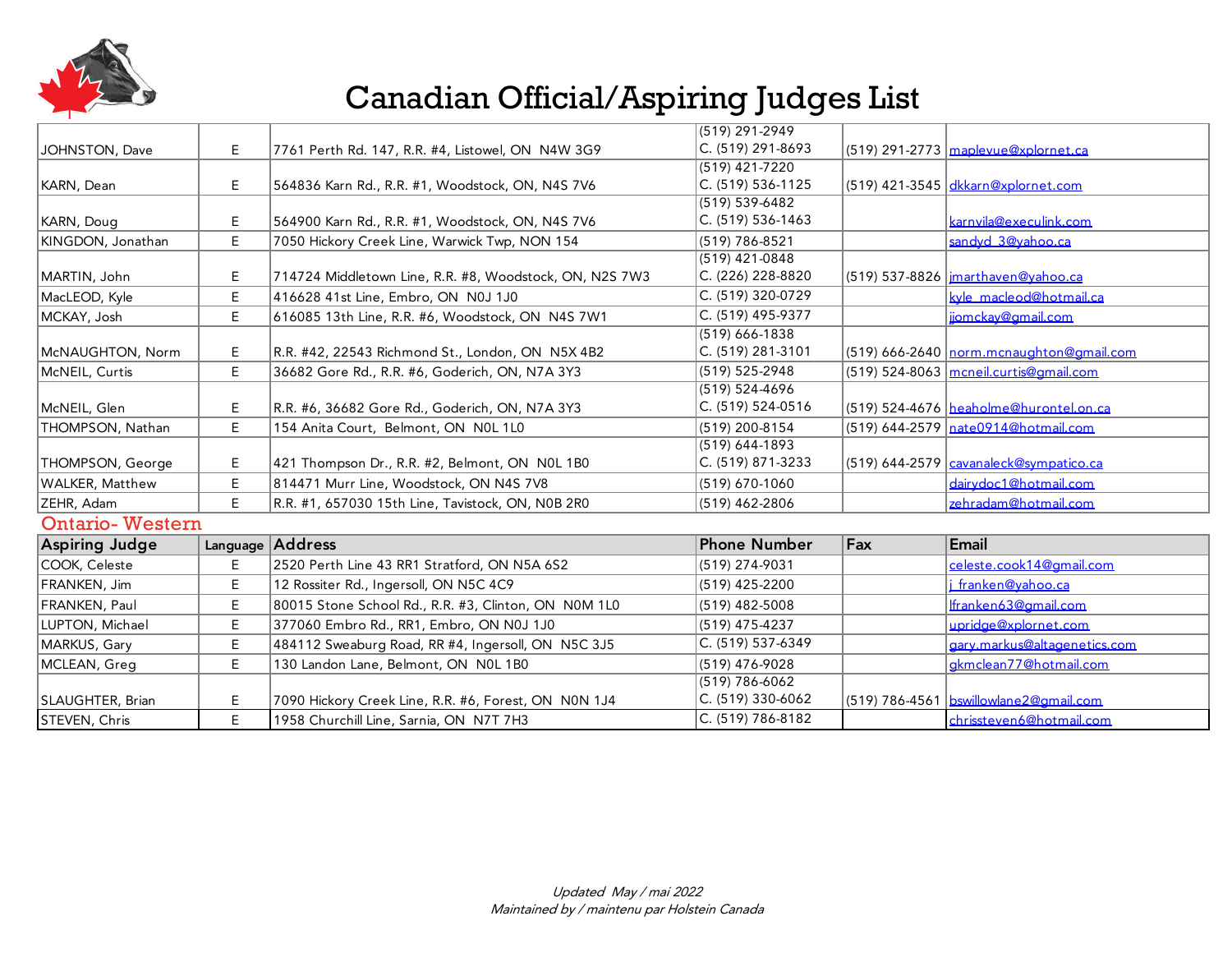# Canadian Official/Aspiring Judges List

| | | | | | |
|---|---|---|---|---|---|
| JOHNSTON, Dave | E | 7761 Perth Rd. 147, R.R. #4, Listowel, ON N4W 3G9 | (519) 291-2949<br>C. (519) 291-8693 | (519) 291-2773 | maplevue@xplornet.ca |
| KARN, Dean | E | 564836 Karn Rd., R.R. #1, Woodstock, ON, N4S 7V6 | (519) 421-7220<br>C. (519) 536-1125 | (519) 421-3545 | dkkarn@xplornet.com |
| KARN, Doug | E | 564900 Karn Rd., R.R. #1, Woodstock, ON, N4S 7V6 | (519) 539-6482<br>C. (519) 536-1463 | | karnvila@execulink.com |
| KINGDON, Jonathan | E | 7050 Hickory Creek Line, Warwick Twp, NON 154 | (519) 786-8521 | | sandyd_3@yahoo.ca |
| MARTIN, John | E | 714724 Middletown Line, R.R. #8, Woodstock, ON, N2S 7W3 | (519) 421-0848<br>C. (226) 228-8820 | (519) 537-8826 | jmarthaven@yahoo.ca |
| MacLEOD, Kyle | E | 416628 41st Line, Embro, ON N0J 1J0 | C. (519) 320-0729 | | kyle_macleod@hotmail.ca |
| MCKAY, Josh | E | 616085 13th Line, R.R. #6, Woodstock, ON N4S 7W1 | C. (519) 495-9377 | | jjomckay@gmail.com |
| McNAUGHTON, Norm | E | R.R. #42, 22543 Richmond St., London, ON N5X 4B2 | (519) 666-1838<br>C. (519) 281-3101 | (519) 666-2640 | norm.mcnaughton@gmail.com |
| McNEIL, Curtis | E | 36682 Gore Rd., R.R. #6, Goderich, ON, N7A 3Y3 | (519) 525-2948 | (519) 524-8063 | mcneil.curtis@gmail.com |
| McNEIL, Glen | E | R.R. #6, 36682 Gore Rd., Goderich, ON, N7A 3Y3 | (519) 524-4696<br>C. (519) 524-0516 | (519) 524-4676 | heaholme@hurontel.on.ca |
| THOMPSON, Nathan | E | 154 Anita Court, Belmont, ON N0L 1L0 | (519) 200-8154 | (519) 644-2579 | nate0914@hotmail.com |
| THOMPSON, George | E | 421 Thompson Dr., R.R. #2, Belmont, ON N0L 1B0 | (519) 644-1893<br>C. (519) 871-3233 | (519) 644-2579 | cavanaleck@sympatico.ca |
| WALKER, Matthew | E | 814471 Murr Line, Woodstock, ON N4S 7V8 | (519) 670-1060 | | dairydoc1@hotmail.com |
| ZEHR, Adam | E | R.R. #1, 657030 15th Line, Tavistock, ON, N0B 2R0 | (519) 462-2806 | | zehradam@hotmail.com |

## Ontario- Western

| Aspiring Judge | Language | Address | Phone Number | Fax | Email |
|---|---|---|---|---|---|
| COOK, Celeste | E | 2520 Perth Line 43 RR1 Stratford, ON N5A 6S2 | (519) 274-9031 | | celeste.cook14@gmail.com |
| FRANKEN, Jim | E | 12 Rossiter Rd., Ingersoll, ON N5C 4C9 | (519) 425-2200 | | j_franken@yahoo.ca |
| FRANKEN, Paul | E | 80015 Stone School Rd., R.R. #3, Clinton, ON N0M 1L0 | (519) 482-5008 | | lfranken63@gmail.com |
| LUPTON, Michael | E | 377060 Embro Rd., RR1, Embro, ON N0J 1J0 | (519) 475-4237 | | upridge@xplornet.com |
| MARKUS, Gary | E | 484112 Sweaburg Road, RR #4, Ingersoll, ON N5C 3J5 | C. (519) 537-6349 | | gary.markus@altagenetics.com |
| MCLEAN, Greg | E | 130 Landon Lane, Belmont, ON N0L 1B0 | (519) 476-9028 | | gkmclean77@hotmail.com |
| SLAUGHTER, Brian | E | 7090 Hickory Creek Line, R.R. #6, Forest, ON N0N 1J4 | (519) 786-6062<br>C. (519) 330-6062 | (519) 786-4561 | bswillowlane2@gmail.com |
| STEVEN, Chris | E | 1958 Churchill Line, Sarnia, ON N7T 7H3 | C. (519) 786-8182 | | chrissteven6@hotmail.com |

*Updated May / mai 2022*
*Maintained by / maintenu par Holstein Canada*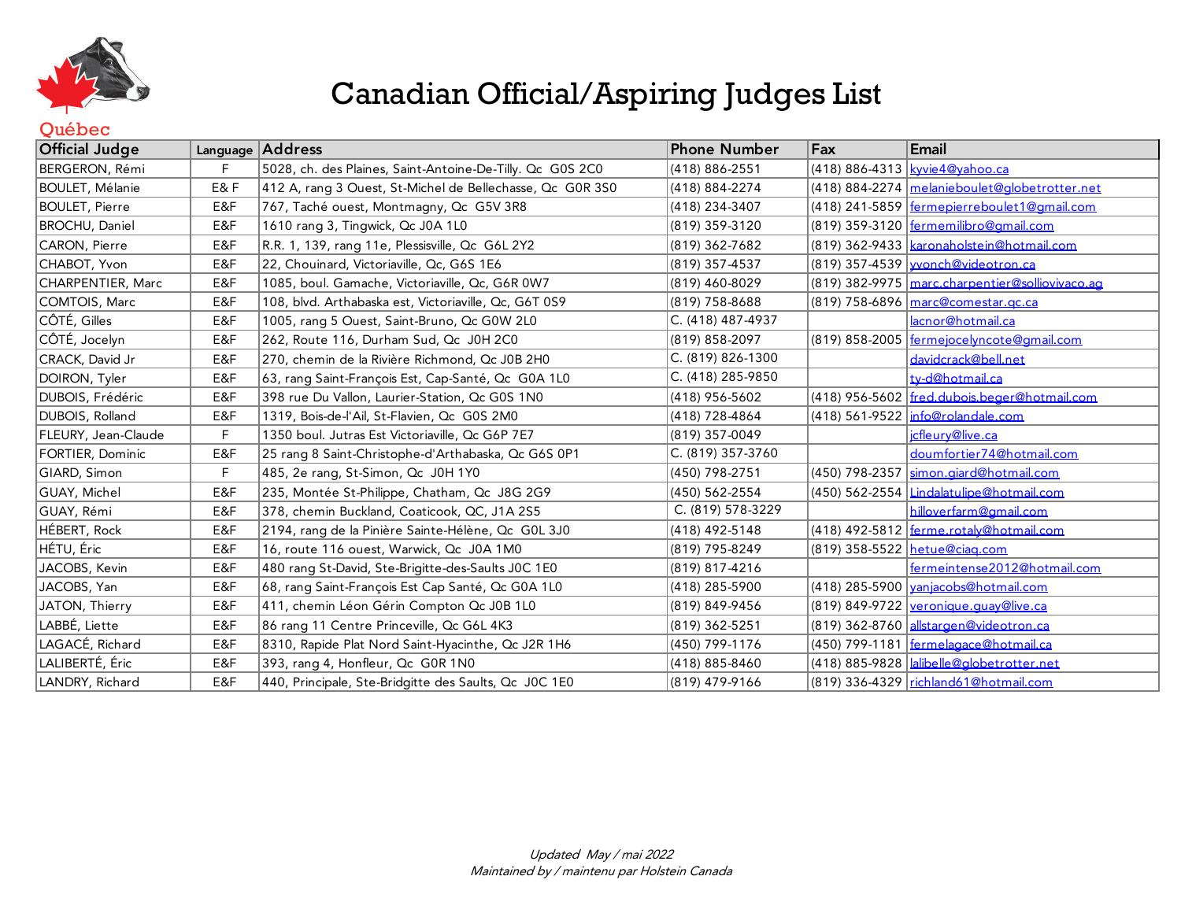# Canadian Official/Aspiring Judges List

## Québec

| Official Judge | Language | Address | Phone Number | Fax | Email |
|---|---|---|---|---|---|
| BERGERON, Rémi | F | 5028, ch. des Plaines, Saint-Antoine-De-Tilly. Qc G0S 2C0 | (418) 886-2551 | (418) 886-4313 | kyvie4@yahoo.ca |
| BOULET, Mélanie | E& F | 412 A, rang 3 Ouest, St-Michel de Bellechasse, Qc G0R 3S0 | (418) 884-2274 | (418) 884-2274 | melanieboulet@globetrotter.net |
| BOULET, Pierre | E&F | 767, Taché ouest, Montmagny, Qc G5V 3R8 | (418) 234-3407 | (418) 241-5859 | fermepierreboulet1@gmail.com |
| BROCHU, Daniel | E&F | 1610 rang 3, Tingwick, Qc J0A 1L0 | (819) 359-3120 | (819) 359-3120 | fermemilibro@gmail.com |
| CARON, Pierre | E&F | R.R. 1, 139, rang 11e, Plessisville, Qc G6L 2Y2 | (819) 362-7682 | (819) 362-9433 | karonaholstein@hotmail.com |
| CHABOT, Yvon | E&F | 22, Chouinard, Victoriaville, Qc, G6S 1E6 | (819) 357-4537 | (819) 357-4539 | yvonch@videotron.ca |
| CHARPENTIER, Marc | E&F | 1085, boul. Gamache, Victoriaville, Qc, G6R 0W7 | (819) 460-8029 | (819) 382-9975 | marc.charpentier@solliovivaco.ag |
| COMTOIS, Marc | E&F | 108, blvd. Arthabaska est, Victoriaville, Qc, G6T 0S9 | (819) 758-8688 | (819) 758-6896 | marc@comestar.qc.ca |
| CÔTÉ, Gilles | E&F | 1005, rang 5 Ouest, Saint-Bruno, Qc G0W 2L0 | C. (418) 487-4937 | | lacnor@hotmail.ca |
| CÔTÉ, Jocelyn | E&F | 262, Route 116, Durham Sud, Qc J0H 2C0 | (819) 858-2097 | (819) 858-2005 | fermejocelyncote@gmail.com |
| CRACK, David Jr | E&F | 270, chemin de la Rivière Richmond, Qc J0B 2H0 | C. (819) 826-1300 | | davidcrack@bell.net |
| DOIRON, Tyler | E&F | 63, rang Saint-François Est, Cap-Santé, Qc G0A 1L0 | C. (418) 285-9850 | | ty-d@hotmail.ca |
| DUBOIS, Frédéric | E&F | 398 rue Du Vallon, Laurier-Station, Qc G0S 1N0 | (418) 956-5602 | (418) 956-5602 | fred.dubois.beger@hotmail.com |
| DUBOIS, Rolland | E&F | 1319, Bois-de-l'Ail, St-Flavien, Qc G0S 2M0 | (418) 728-4864 | (418) 561-9522 | info@rolandale.com |
| FLEURY, Jean-Claude | F | 1350 boul. Jutras Est Victoriaville, Qc G6P 7E7 | (819) 357-0049 | | jcfleury@live.ca |
| FORTIER, Dominic | E&F | 25 rang 8 Saint-Christophe-d'Arthabaska, Qc G6S 0P1 | C. (819) 357-3760 | | doumfortier74@hotmail.com |
| GIARD, Simon | F | 485, 2e rang, St-Simon, Qc J0H 1Y0 | (450) 798-2751 | (450) 798-2357 | simon.giard@hotmail.com |
| GUAY, Michel | E&F | 235, Montée St-Philippe, Chatham, Qc J8G 2G9 | (450) 562-2554 | (450) 562-2554 | Lindalatulipe@hotmail.com |
| GUAY, Rémi | E&F | 378, chemin Buckland, Coaticook, QC, J1A 2S5 | C. (819) 578-3229 | | hilloverfarm@gmail.com |
| HÉBERT, Rock | E&F | 2194, rang de la Pinière Sainte-Hélène, Qc G0L 3J0 | (418) 492-5148 | (418) 492-5812 | ferme.rotaly@hotmail.com |
| HÉTU, Éric | E&F | 16, route 116 ouest, Warwick, Qc J0A 1M0 | (819) 795-8249 | (819) 358-5522 | hetue@ciaq.com |
| JACOBS, Kevin | E&F | 480 rang St-David, Ste-Brigitte-des-Saults J0C 1E0 | (819) 817-4216 | | fermeintense2012@hotmail.com |
| JACOBS, Yan | E&F | 68, rang Saint-François Est Cap Santé, Qc G0A 1L0 | (418) 285-5900 | (418) 285-5900 | yanjacobs@hotmail.com |
| JATON, Thierry | E&F | 411, chemin Léon Gérin Compton Qc J0B 1L0 | (819) 849-9456 | (819) 849-9722 | veronique.guay@live.ca |
| LABBÉ, Liette | E&F | 86 rang 11 Centre Princeville, Qc G6L 4K3 | (819) 362-5251 | (819) 362-8760 | allstargen@videotron.ca |
| LAGACÉ, Richard | E&F | 8310, Rapide Plat Nord Saint-Hyacinthe, Qc J2R 1H6 | (450) 799-1176 | (450) 799-1181 | fermelagace@hotmail.ca |
| LALIBERTÉ, Éric | E&F | 393, rang 4, Honfleur, Qc G0R 1N0 | (418) 885-8460 | (418) 885-9828 | lalibelle@globetrotter.net |
| LANDRY, Richard | E&F | 440, Principale, Ste-Bridgitte des Saults, Qc J0C 1E0 | (819) 479-9166 | (819) 336-4329 | richland61@hotmail.com |

*Updated May / mai 2022*
*Maintained by / maintenu par Holstein Canada*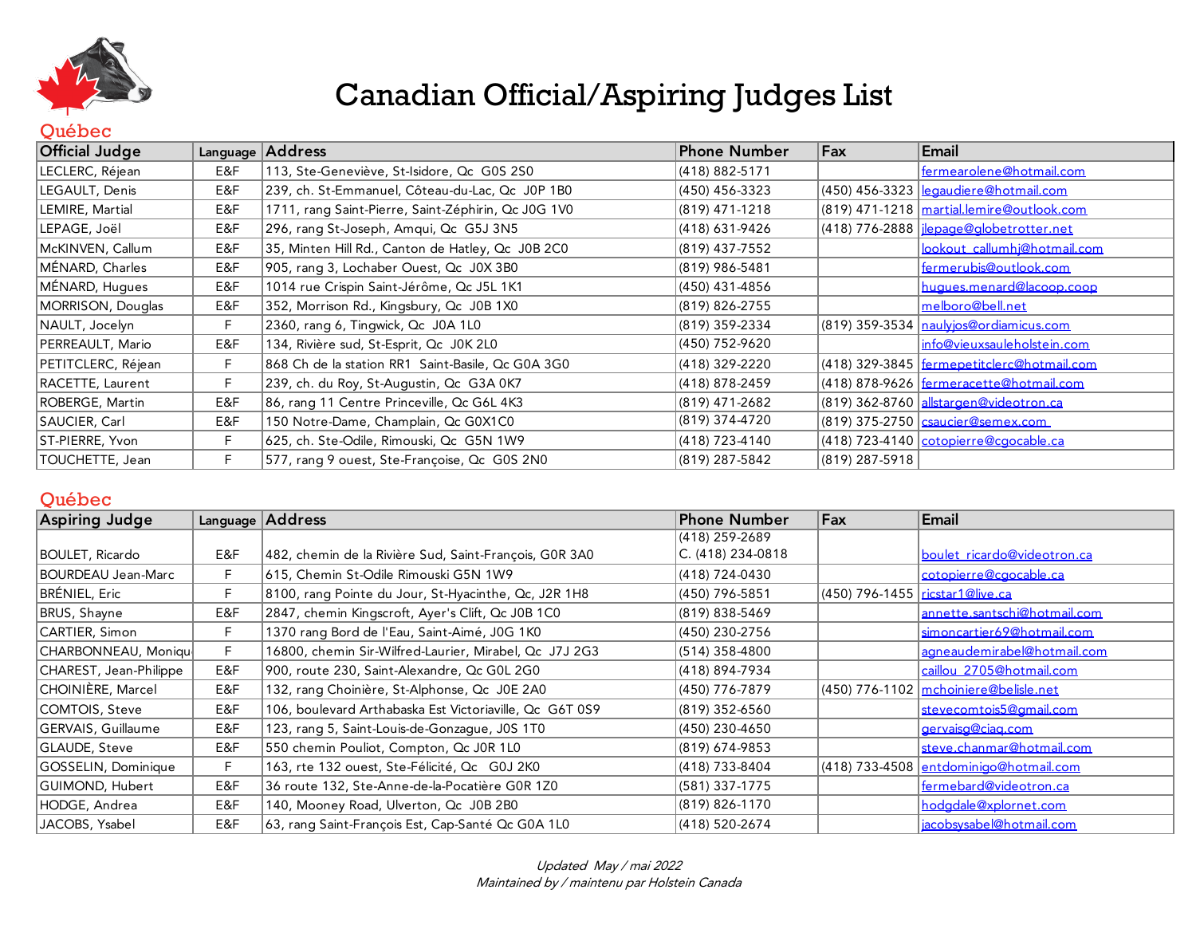# Canadian Official/Aspiring Judges List

## Québec

| Official Judge | Language | Address | Phone Number | Fax | Email |
|---|---|---|---|---|---|
| LECLERC, Réjean | E&F | 113, Ste-Geneviève, St-Isidore, Qc G0S 2S0 | (418) 882-5171 | | fermearolene@hotmail.com |
| LEGAULT, Denis | E&F | 239, ch. St-Emmanuel, Côteau-du-Lac, Qc J0P 1B0 | (450) 456-3323 | (450) 456-3323 | legaudiere@hotmail.com |
| LEMIRE, Martial | E&F | 1711, rang Saint-Pierre, Saint-Zéphirin, Qc J0G 1V0 | (819) 471-1218 | (819) 471-1218 | martial.lemire@outlook.com |
| LEPAGE, Joël | E&F | 296, rang St-Joseph, Amqui, Qc G5J 3N5 | (418) 631-9426 | (418) 776-2888 | jlepage@globetrotter.net |
| McKINVEN, Callum | E&F | 35, Minten Hill Rd., Canton de Hatley, Qc J0B 2C0 | (819) 437-7552 | | lookout_callumhj@hotmail.com |
| MÉNARD, Charles | E&F | 905, rang 3, Lochaber Ouest, Qc J0X 3B0 | (819) 986-5481 | | fermerubis@outlook.com |
| MÉNARD, Hugues | E&F | 1014 rue Crispin Saint-Jérôme, Qc J5L 1K1 | (450) 431-4856 | | hugues.menard@lacoop.coop |
| MORRISON, Douglas | E&F | 352, Morrison Rd., Kingsbury, Qc J0B 1X0 | (819) 826-2755 | | melboro@bell.net |
| NAULT, Jocelyn | F | 2360, rang 6, Tingwick, Qc J0A 1L0 | (819) 359-2334 | (819) 359-3534 | naulyjos@ordiamicus.com |
| PERREAULT, Mario | E&F | 134, Rivière sud, St-Esprit, Qc J0K 2L0 | (450) 752-9620 | | info@vieuxsauleholstein.com |
| PETITCLERC, Réjean | F | 868 Ch de la station RR1 Saint-Basile, Qc G0A 3G0 | (418) 329-2220 | (418) 329-3845 | fermepetitclerc@hotmail.com |
| RACETTE, Laurent | F | 239, ch. du Roy, St-Augustin, Qc G3A 0K7 | (418) 878-2459 | (418) 878-9626 | fermeracette@hotmail.com |
| ROBERGE, Martin | E&F | 86, rang 11 Centre Princeville, Qc G6L 4K3 | (819) 471-2682 | (819) 362-8760 | allstargen@videotron.ca |
| SAUCIER, Carl | E&F | 150 Notre-Dame, Champlain, Qc G0X1C0 | (819) 374-4720 | (819) 375-2750 | csaucier@semex.com |
| ST-PIERRE, Yvon | F | 625, ch. Ste-Odile, Rimouski, Qc G5N 1W9 | (418) 723-4140 | (418) 723-4140 | cotopierre@cgocable.ca |
| TOUCHETTE, Jean | F | 577, rang 9 ouest, Ste-Françoise, Qc G0S 2N0 | (819) 287-5842 | (819) 287-5918 | |

## Québec

| Aspiring Judge | Language | Address | Phone Number | Fax | Email |
|---|---|---|---|---|---|
| BOULET, Ricardo | E&F | 482, chemin de la Rivière Sud, Saint-François, G0R 3A0 | (418) 259-2689<br>C. (418) 234-0818 | | boulet_ricardo@videotron.ca |
| BOURDEAU Jean-Marc | F | 615, Chemin St-Odile Rimouski G5N 1W9 | (418) 724-0430 | | cotopierre@cgocable.ca |
| BRÉNIEL, Eric | F | 8100, rang Pointe du Jour, St-Hyacinthe, Qc, J2R 1H8 | (450) 796-5851 | (450) 796-1455 | ricstar1@live.ca |
| BRUS, Shayne | E&F | 2847, chemin Kingscroft, Ayer's Clift, Qc J0B 1C0 | (819) 838-5469 | | annette.santschi@hotmail.com |
| CARTIER, Simon | F | 1370 rang Bord de l'Eau, Saint-Aimé, J0G 1K0 | (450) 230-2756 | | simoncartier69@hotmail.com |
| CHARBONNEAU, Moniqu | F | 16800, chemin Sir-Wilfred-Laurier, Mirabel, Qc J7J 2G3 | (514) 358-4800 | | agneaudemirabel@hotmail.com |
| CHAREST, Jean-Philippe | E&F | 900, route 230, Saint-Alexandre, Qc G0L 2G0 | (418) 894-7934 | | caillou_2705@hotmail.com |
| CHOINIÈRE, Marcel | E&F | 132, rang Choinière, St-Alphonse, Qc J0E 2A0 | (450) 776-7879 | (450) 776-1102 | mchoiniere@belisle.net |
| COMTOIS, Steve | E&F | 106, boulevard Arthabaska Est Victoriaville, Qc G6T 0S9 | (819) 352-6560 | | stevecomtois5@gmail.com |
| GERVAIS, Guillaume | E&F | 123, rang 5, Saint-Louis-de-Gonzague, J0S 1T0 | (450) 230-4650 | | gervaisg@ciaq.com |
| GLAUDE, Steve | E&F | 550 chemin Pouliot, Compton, Qc J0R 1L0 | (819) 674-9853 | | steve.chanmar@hotmail.com |
| GOSSELIN, Dominique | F | 163, rte 132 ouest, Ste-Félicité, Qc G0J 2K0 | (418) 733-8404 | (418) 733-4508 | entdominigo@hotmail.com |
| GUIMOND, Hubert | E&F | 36 route 132, Ste-Anne-de-la-Pocatière G0R 1Z0 | (581) 337-1775 | | fermebard@videotron.ca |
| HODGE, Andrea | E&F | 140, Mooney Road, Ulverton, Qc J0B 2B0 | (819) 826-1170 | | hodgdale@xplornet.com |
| JACOBS, Ysabel | E&F | 63, rang Saint-François Est, Cap-Santé Qc G0A 1L0 | (418) 520-2674 | | jacobsysabel@hotmail.com |

*Updated May / mai 2022*
*Maintained by / maintenu par Holstein Canada*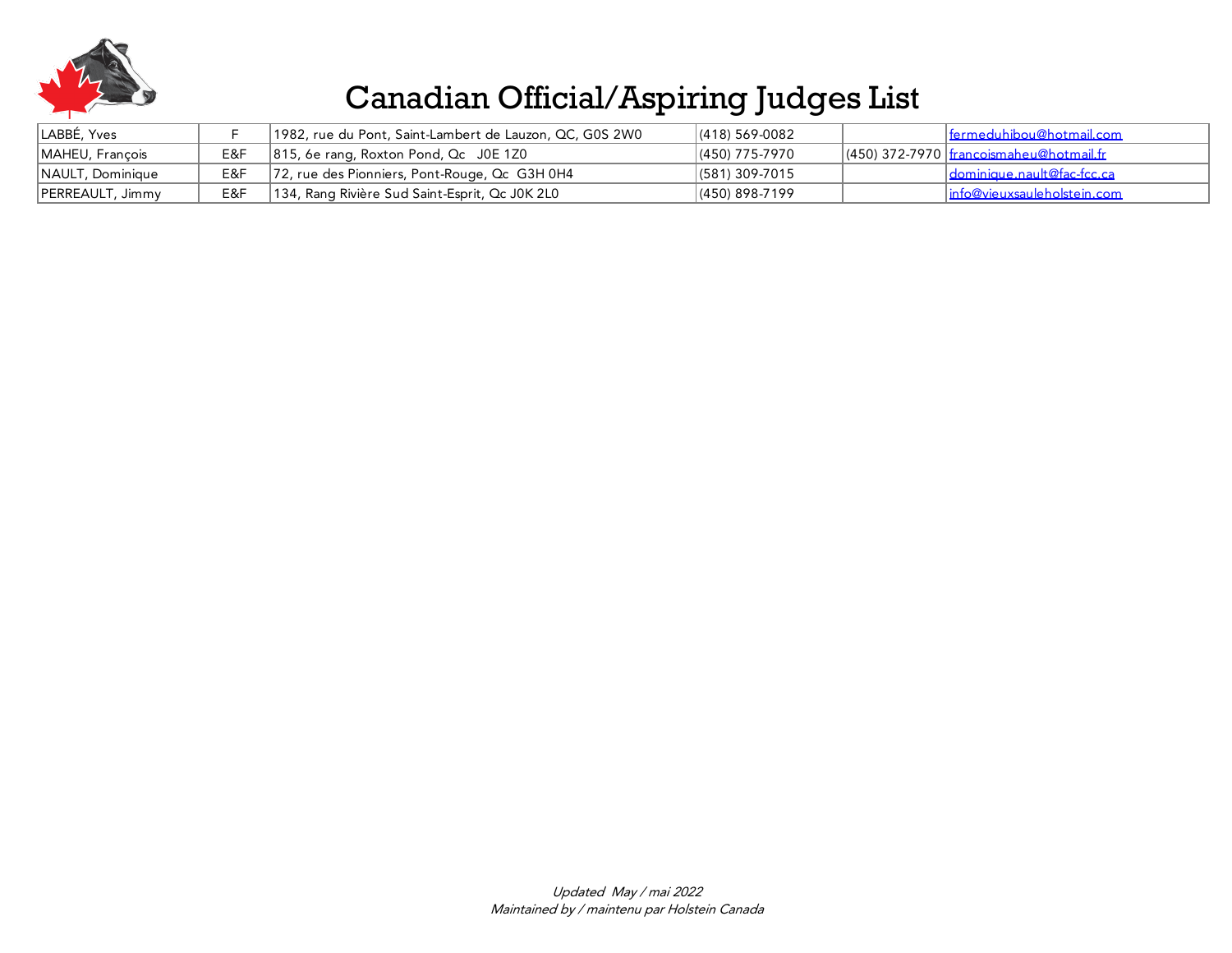# Canadian Official/Aspiring Judges List

| | | | | | |
|---|---|---|---|---|---|
| LABBÉ, Yves | F | 1982, rue du Pont, Saint-Lambert de Lauzon, QC, G0S 2W0 | (418) 569-0082 | | fermeduhibou@hotmail.com |
| MAHEU, François | E&F | 815, 6e rang, Roxton Pond, Qc J0E 1Z0 | (450) 775-7970 | (450) 372-7970 | francoismaheu@hotmail.fr |
| NAULT, Dominique | E&F | 72, rue des Pionniers, Pont-Rouge, Qc G3H 0H4 | (581) 309-7015 | | dominique.nault@fac-fcc.ca |
| PERREAULT, Jimmy | E&F | 134, Rang Rivière Sud Saint-Esprit, Qc J0K 2L0 | (450) 898-7199 | | info@vieuxsauleholstein.com |

*Updated May / mai 2022*
*Maintained by / maintenu par Holstein Canada*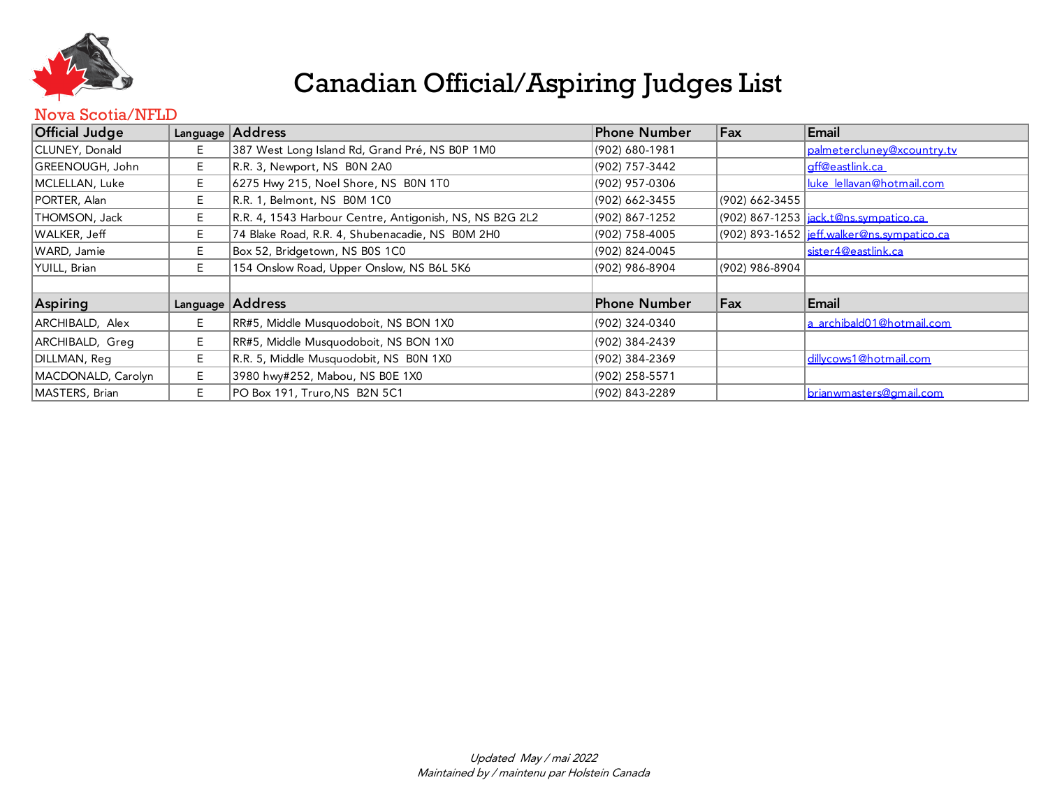# Canadian Official/Aspiring Judges List

## Nova Scotia/NFLD

| Official Judge | Language | Address | Phone Number | Fax | Email |
|---|---|---|---|---|---|
| CLUNEY, Donald | E | 387 West Long Island Rd, Grand Pré, NS B0P 1M0 | (902) 680-1981 | | palmetercluney@xcountry.tv |
| GREENOUGH, John | E | R.R. 3, Newport, NS B0N 2A0 | (902) 757-3442 | | gff@eastlink.ca |
| MCLELLAN, Luke | E | 6275 Hwy 215, Noel Shore, NS B0N 1T0 | (902) 957-0306 | | luke_lellavan@hotmail.com |
| PORTER, Alan | E | R.R. 1, Belmont, NS B0M 1C0 | (902) 662-3455 | (902) 662-3455 | |
| THOMSON, Jack | E | R.R. 4, 1543 Harbour Centre, Antigonish, NS, NS B2G 2L2 | (902) 867-1252 | (902) 867-1253 | jack.t@ns.sympatico.ca |
| WALKER, Jeff | E | 74 Blake Road, R.R. 4, Shubenacadie, NS B0M 2H0 | (902) 758-4005 | (902) 893-1652 | jeff.walker@ns.sympatico.ca |
| WARD, Jamie | E | Box 52, Bridgetown, NS B0S 1C0 | (902) 824-0045 | | sister4@eastlink.ca |
| YUILL, Brian | E | 154 Onslow Road, Upper Onslow, NS B6L 5K6 | (902) 986-8904 | (902) 986-8904 | |

| Aspiring | Language | Address | Phone Number | Fax | Email |
|---|---|---|---|---|---|
| ARCHIBALD, Alex | E | RR#5, Middle Musquodoboit, NS BON 1X0 | (902) 324-0340 | | a_archibald01@hotmail.com |
| ARCHIBALD, Greg | E | RR#5, Middle Musquodoboit, NS BON 1X0 | (902) 384-2439 | | |
| DILLMAN, Reg | E | R.R. 5, Middle Musquodobit, NS B0N 1X0 | (902) 384-2369 | | dillycows1@hotmail.com |
| MACDONALD, Carolyn | E | 3980 hwy#252, Mabou, NS B0E 1X0 | (902) 258-5571 | | |
| MASTERS, Brian | E | PO Box 191, Truro,NS B2N 5C1 | (902) 843-2289 | | brianwmasters@gmail.com |

*Updated May / mai 2022*
*Maintained by / maintenu par Holstein Canada*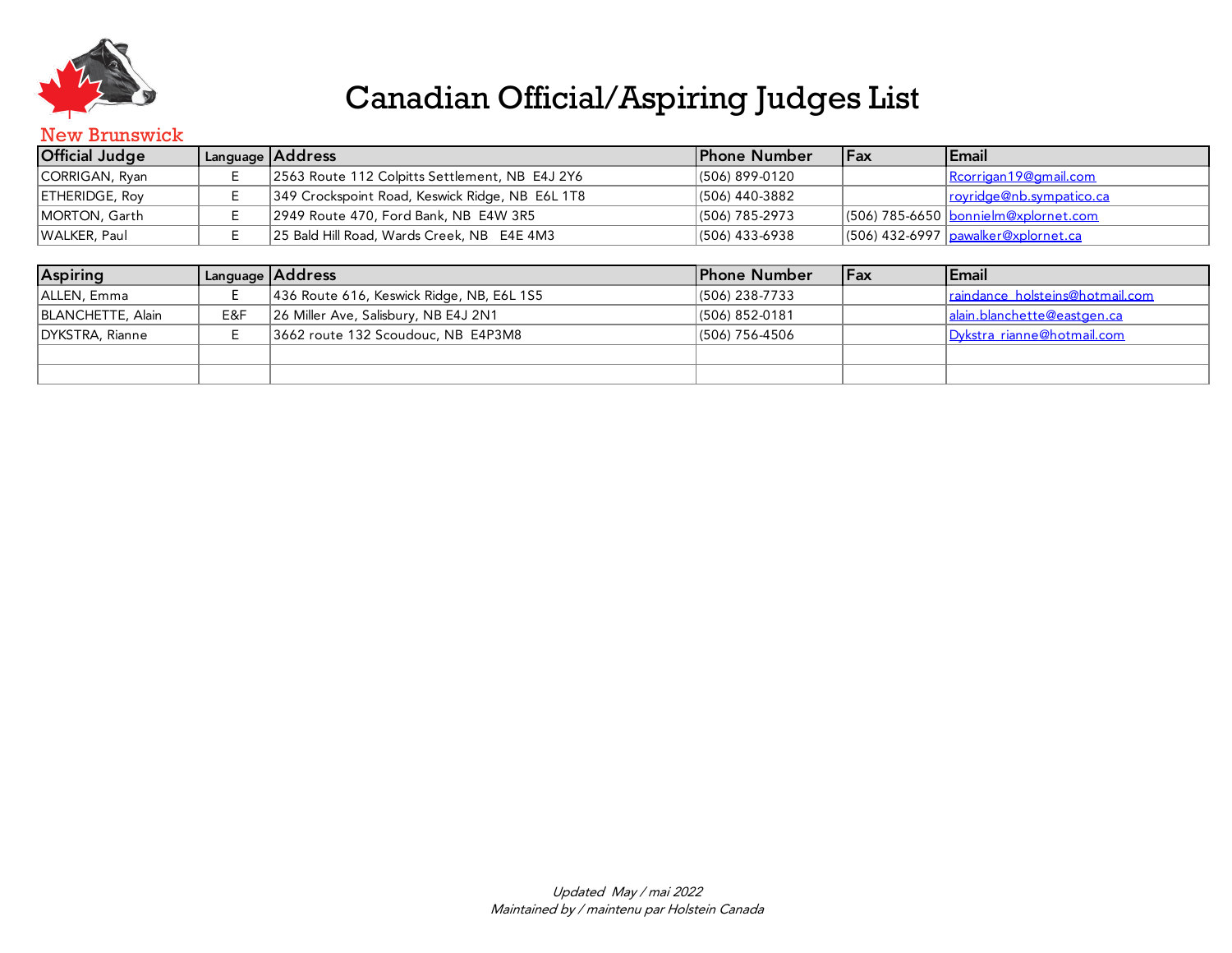New Brunswick

# Canadian Official/Aspiring Judges List

| Official Judge | Language | Address | Phone Number | Fax | Email |
|---|---|---|---|---|---|
| CORRIGAN, Ryan | E | 2563 Route 112 Colpitts Settlement, NB  E4J 2Y6 | (506) 899-0120 | | Rcorrigan19@gmail.com |
| ETHERIDGE, Roy | E | 349 Crockspoint Road, Keswick Ridge, NB  E6L 1T8 | (506) 440-3882 | | royridge@nb.sympatico.ca |
| MORTON, Garth | E | 2949 Route 470, Ford Bank, NB  E4W 3R5 | (506) 785-2973 | (506) 785-6650 | bonnielm@xplornet.com |
| WALKER, Paul | E | 25 Bald Hill Road, Wards Creek, NB   E4E 4M3 | (506) 433-6938 | (506) 432-6997 | pawalker@xplornet.ca |

| Aspiring | Language | Address | Phone Number | Fax | Email |
|---|---|---|---|---|---|
| ALLEN, Emma | E | 436 Route 616, Keswick Ridge, NB, E6L 1S5 | (506) 238-7733 | | raindance_holsteins@hotmail.com |
| BLANCHETTE, Alain | E&F | 26 Miller Ave, Salisbury, NB E4J 2N1 | (506) 852-0181 | | alain.blanchette@eastgen.ca |
| DYKSTRA, Rianne | E | 3662 route 132 Scoudouc, NB  E4P3M8 | (506) 756-4506 | | Dykstra_rianne@hotmail.com |
| | | | | | |
| | | | | | |

*Updated  May / mai 2022*
*Maintained by / maintenu par Holstein Canada*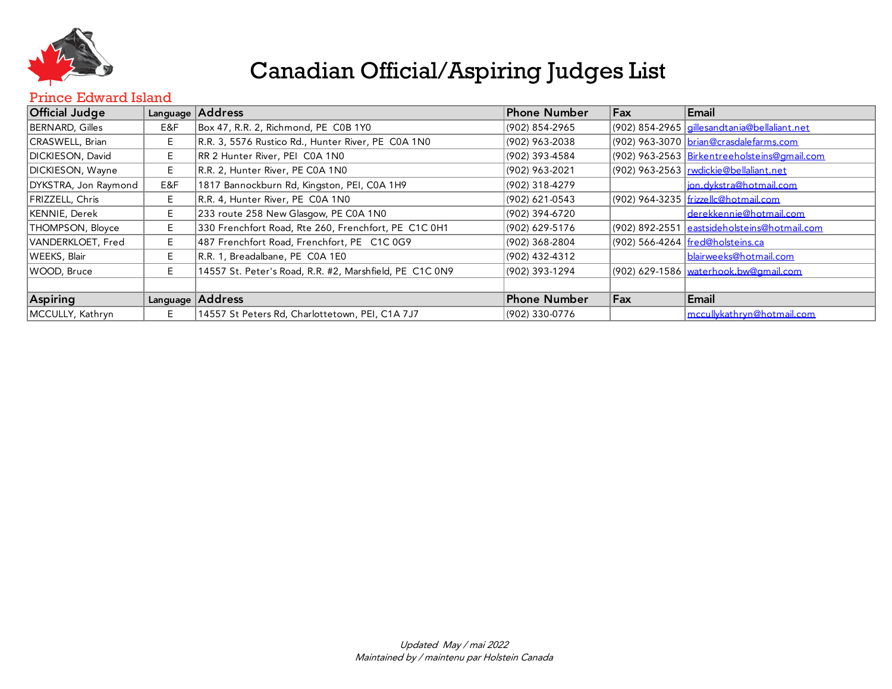# Canadian Official/Aspiring Judges List

## Prince Edward Island

| Official Judge | Language | Address | Phone Number | Fax | Email |
|---|---|---|---|---|---|
| BERNARD, Gilles | E&F | Box 47, R.R. 2, Richmond, PE C0B 1Y0 | (902) 854-2965 | (902) 854-2965 | gillesandtania@bellaliant.net |
| CRASWELL, Brian | E | R.R. 3, 5576 Rustico Rd., Hunter River, PE C0A 1N0 | (902) 963-2038 | (902) 963-3070 | brian@crasdalefarms.com |
| DICKIESON, David | E | RR 2 Hunter River, PEI C0A 1N0 | (902) 393-4584 | (902) 963-2563 | Birkentreeholsteins@gmail.com |
| DICKIESON, Wayne | E | R.R. 2, Hunter River, PE C0A 1N0 | (902) 963-2021 | (902) 963-2563 | rwdickie@bellaliant.net |
| DYKSTRA, Jon Raymond | E&F | 1817 Bannockburn Rd, Kingston, PEI, C0A 1H9 | (902) 318-4279 | | jon.dykstra@hotmail.com |
| FRIZZELL, Chris | E | R.R. 4, Hunter River, PE C0A 1N0 | (902) 621-0543 | (902) 964-3235 | frizzellc@hotmail.com |
| KENNIE, Derek | E | 233 route 258 New Glasgow, PE C0A 1N0 | (902) 394-6720 | | derekkennie@hotmail.com |
| THOMPSON, Bloyce | E | 330 Frenchfort Road, Rte 260, Frenchfort, PE C1C 0H1 | (902) 629-5176 | (902) 892-2551 | eastsideholsteins@hotmail.com |
| VANDERKLOET, Fred | E | 487 Frenchfort Road, Frenchfort, PE C1C 0G9 | (902) 368-2804 | (902) 566-4264 | fred@holsteins.ca |
| WEEKS, Blair | E | R.R. 1, Breadalbane, PE C0A 1E0 | (902) 432-4312 | | blairweeks@hotmail.com |
| WOOD, Bruce | E | 14557 St. Peter's Road, R.R. #2, Marshfield, PE C1C 0N9 | (902) 393-1294 | (902) 629-1586 | waterhook.bw@gmail.com |
| | | | | | |
| **Aspiring** | **Language** | **Address** | **Phone Number** | **Fax** | **Email** |
| MCCULLY, Kathryn | E | 14557 St Peters Rd, Charlottetown, PEI, C1A 7J7 | (902) 330-0776 | | mccullykathryn@hotmail.com |

*Updated May / mai 2022*
*Maintained by / maintenu par Holstein Canada*